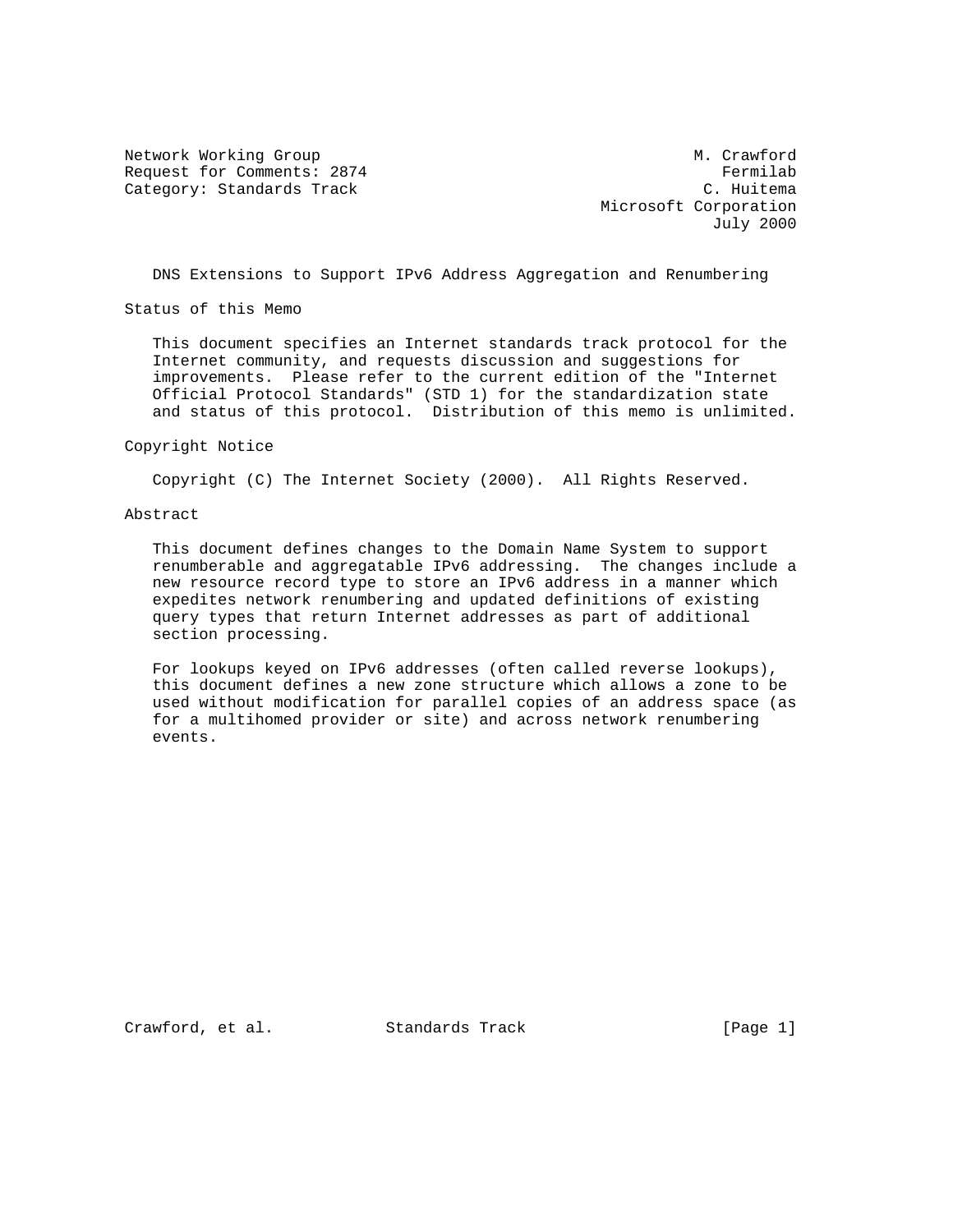Network Working Group M. Crawford
Request for Comments: 2874 Fermilab
Category: Standards Track C. Huitema
Microsoft Corporation
July 2000

# DNS Extensions to Support IPv6 Address Aggregation and Renumbering

## Status of this Memo

This document specifies an Internet standards track protocol for the Internet community, and requests discussion and suggestions for improvements. Please refer to the current edition of the "Internet Official Protocol Standards" (STD 1) for the standardization state and status of this protocol. Distribution of this memo is unlimited.

## Copyright Notice

Copyright (C) The Internet Society (2000). All Rights Reserved.

## Abstract

This document defines changes to the Domain Name System to support renumberable and aggregatable IPv6 addressing. The changes include a new resource record type to store an IPv6 address in a manner which expedites network renumbering and updated definitions of existing query types that return Internet addresses as part of additional section processing.

For lookups keyed on IPv6 addresses (often called reverse lookups), this document defines a new zone structure which allows a zone to be used without modification for parallel copies of an address space (as for a multihomed provider or site) and across network renumbering events.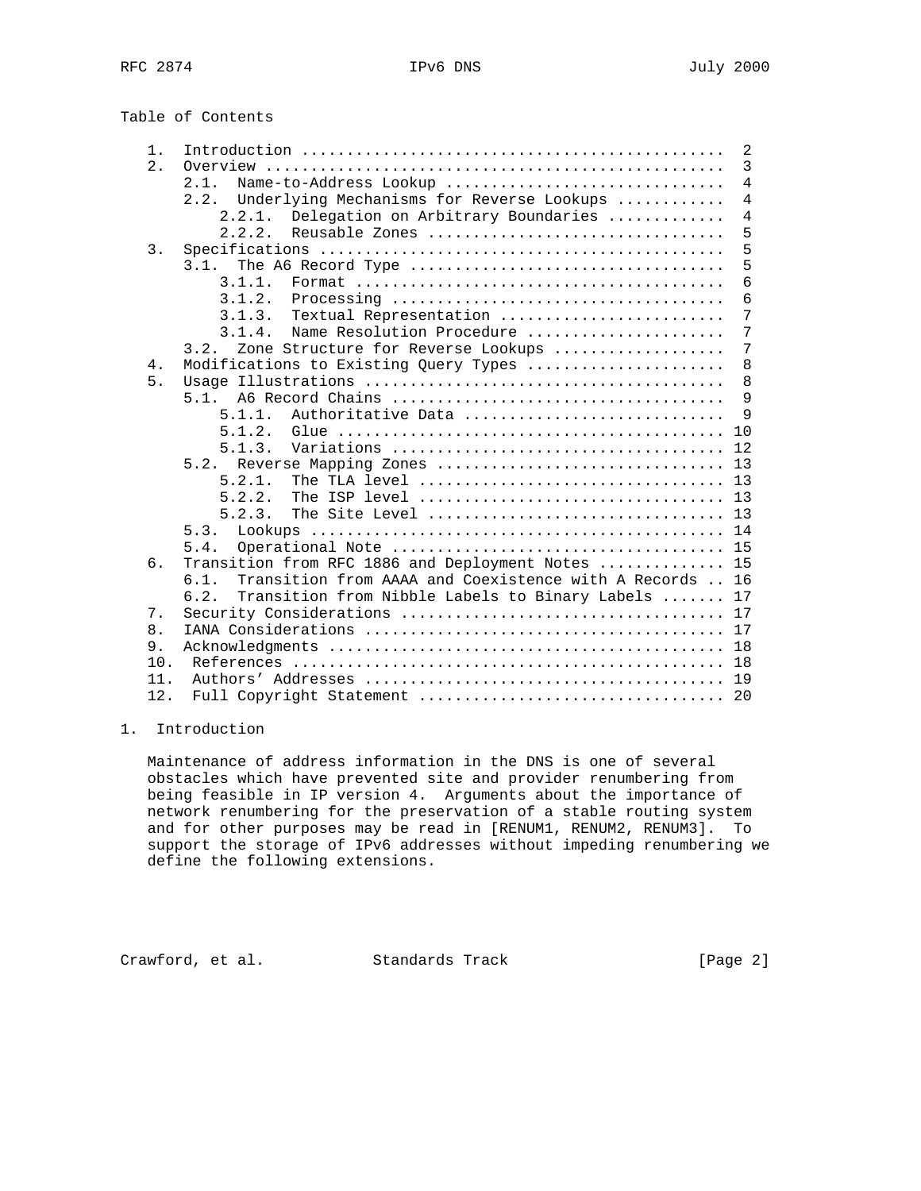Table of Contents

```
   1.  Introduction ..............................................  2
   2.  Overview ..................................................  3
      2.1.  Name-to-Address Lookup ...............................  4
      2.2.  Underlying Mechanisms for Reverse Lookups ............  4
          2.2.1.  Delegation on Arbitrary Boundaries .............  4
          2.2.2.  Reusable Zones .................................  5
   3.  Specifications ............................................  5
      3.1.  The A6 Record Type ...................................  5
          3.1.1.  Format .........................................  6
          3.1.2.  Processing .....................................  6
          3.1.3.  Textual Representation .........................  7
          3.1.4.  Name Resolution Procedure ......................  7
      3.2.  Zone Structure for Reverse Lookups ...................  7
   4.  Modifications to Existing Query Types .....................  8
   5.  Usage Illustrations .......................................  8
      5.1.  A6 Record Chains .....................................  9
          5.1.1.  Authoritative Data .............................  9
          5.1.2.  Glue ........................................... 10
          5.1.3.  Variations ..................................... 12
      5.2.  Reverse Mapping Zones ................................ 13
          5.2.1.  The TLA level .................................. 13
          5.2.2.  The ISP level .................................. 13
          5.2.3.  The Site Level ................................. 13
      5.3.  Lookups .............................................. 14
      5.4.  Operational Note ..................................... 15
   6.  Transition from RFC 1886 and Deployment Notes ............. 15
      6.1.  Transition from AAAA and Coexistence with A Records .. 16
      6.2.  Transition from Nibble Labels to Binary Labels ....... 17
   7.  Security Considerations ................................... 17
   8.  IANA Considerations ....................................... 17
   9.  Acknowledgments ........................................... 18
   10.  References ............................................... 18
   11.  Authors' Addresses ....................................... 19
   12.  Full Copyright Statement ................................. 20
```

## 1. Introduction

Maintenance of address information in the DNS is one of several obstacles which have prevented site and provider renumbering from being feasible in IP version 4. Arguments about the importance of network renumbering for the preservation of a stable routing system and for other purposes may be read in [RENUM1, RENUM2, RENUM3]. To support the storage of IPv6 addresses without impeding renumbering we define the following extensions.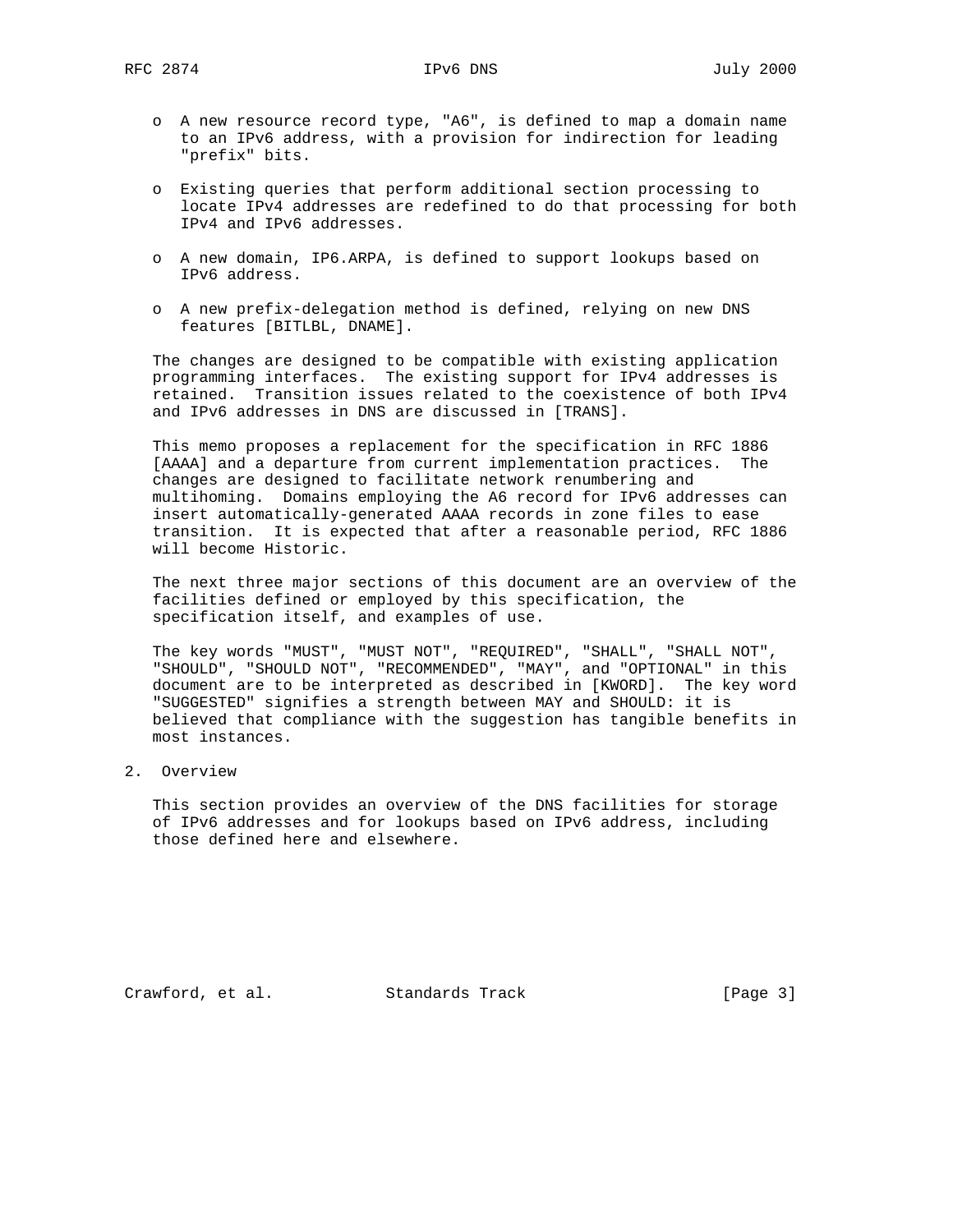- A new resource record type, "A6", is defined to map a domain name to an IPv6 address, with a provision for indirection for leading "prefix" bits.

- Existing queries that perform additional section processing to locate IPv4 addresses are redefined to do that processing for both IPv4 and IPv6 addresses.

- A new domain, IP6.ARPA, is defined to support lookups based on IPv6 address.

- A new prefix-delegation method is defined, relying on new DNS features [BITLBL, DNAME].

The changes are designed to be compatible with existing application programming interfaces. The existing support for IPv4 addresses is retained. Transition issues related to the coexistence of both IPv4 and IPv6 addresses in DNS are discussed in [TRANS].

This memo proposes a replacement for the specification in RFC 1886 [AAAA] and a departure from current implementation practices. The changes are designed to facilitate network renumbering and multihoming. Domains employing the A6 record for IPv6 addresses can insert automatically-generated AAAA records in zone files to ease transition. It is expected that after a reasonable period, RFC 1886 will become Historic.

The next three major sections of this document are an overview of the facilities defined or employed by this specification, the specification itself, and examples of use.

The key words "MUST", "MUST NOT", "REQUIRED", "SHALL", "SHALL NOT", "SHOULD", "SHOULD NOT", "RECOMMENDED", "MAY", and "OPTIONAL" in this document are to be interpreted as described in [KWORD]. The key word "SUGGESTED" signifies a strength between MAY and SHOULD: it is believed that compliance with the suggestion has tangible benefits in most instances.

## 2. Overview

This section provides an overview of the DNS facilities for storage of IPv6 addresses and for lookups based on IPv6 address, including those defined here and elsewhere.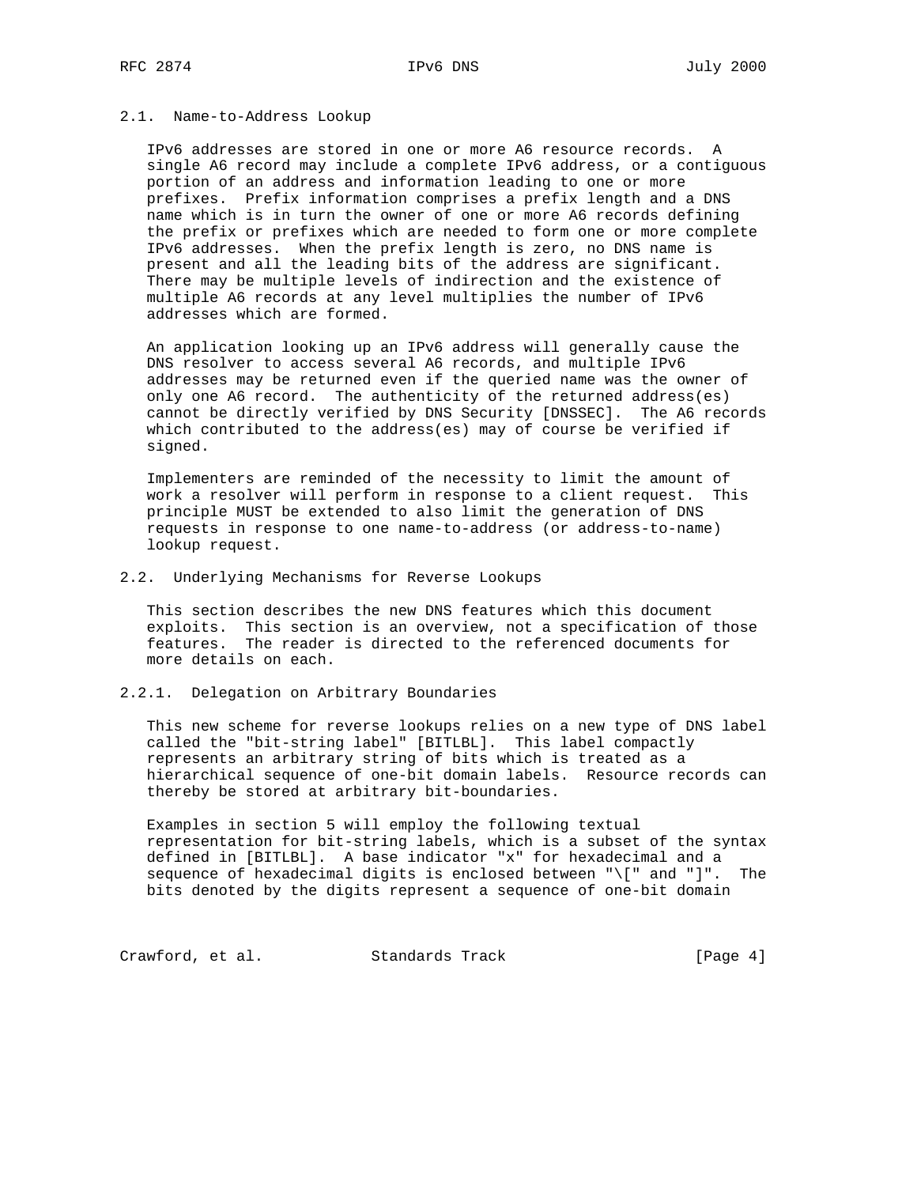### 2.1. Name-to-Address Lookup

IPv6 addresses are stored in one or more A6 resource records. A single A6 record may include a complete IPv6 address, or a contiguous portion of an address and information leading to one or more prefixes. Prefix information comprises a prefix length and a DNS name which is in turn the owner of one or more A6 records defining the prefix or prefixes which are needed to form one or more complete IPv6 addresses. When the prefix length is zero, no DNS name is present and all the leading bits of the address are significant. There may be multiple levels of indirection and the existence of multiple A6 records at any level multiplies the number of IPv6 addresses which are formed.

An application looking up an IPv6 address will generally cause the DNS resolver to access several A6 records, and multiple IPv6 addresses may be returned even if the queried name was the owner of only one A6 record. The authenticity of the returned address(es) cannot be directly verified by DNS Security [DNSSEC]. The A6 records which contributed to the address(es) may of course be verified if signed.

Implementers are reminded of the necessity to limit the amount of work a resolver will perform in response to a client request. This principle MUST be extended to also limit the generation of DNS requests in response to one name-to-address (or address-to-name) lookup request.

### 2.2. Underlying Mechanisms for Reverse Lookups

This section describes the new DNS features which this document exploits. This section is an overview, not a specification of those features. The reader is directed to the referenced documents for more details on each.

#### 2.2.1. Delegation on Arbitrary Boundaries

This new scheme for reverse lookups relies on a new type of DNS label called the "bit-string label" [BITLBL]. This label compactly represents an arbitrary string of bits which is treated as a hierarchical sequence of one-bit domain labels. Resource records can thereby be stored at arbitrary bit-boundaries.

Examples in section 5 will employ the following textual representation for bit-string labels, which is a subset of the syntax defined in [BITLBL]. A base indicator "x" for hexadecimal and a sequence of hexadecimal digits is enclosed between "\[" and "]". The bits denoted by the digits represent a sequence of one-bit domain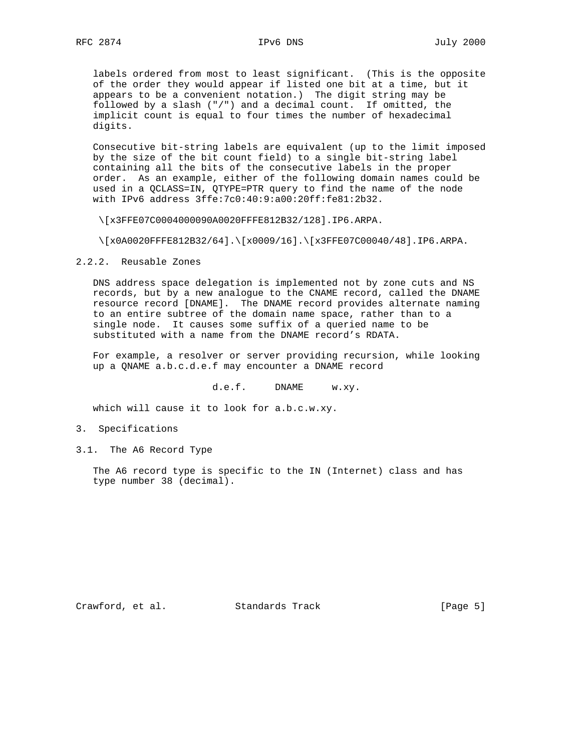labels ordered from most to least significant. (This is the opposite of the order they would appear if listed one bit at a time, but it appears to be a convenient notation.) The digit string may be followed by a slash ("/") and a decimal count. If omitted, the implicit count is equal to four times the number of hexadecimal digits.

Consecutive bit-string labels are equivalent (up to the limit imposed by the size of the bit count field) to a single bit-string label containing all the bits of the consecutive labels in the proper order. As an example, either of the following domain names could be used in a QCLASS=IN, QTYPE=PTR query to find the name of the node with IPv6 address 3ffe:7c0:40:9:a00:20ff:fe81:2b32.

```
\[x3FFE07C0004000090A0020FFFE812B32/128].IP6.ARPA.

\[x0A0020FFFE812B32/64].\[x0009/16].\[x3FFE07C00040/48].IP6.ARPA.
```

### 2.2.2. Reusable Zones

DNS address space delegation is implemented not by zone cuts and NS records, but by a new analogue to the CNAME record, called the DNAME resource record [DNAME]. The DNAME record provides alternate naming to an entire subtree of the domain name space, rather than to a single node. It causes some suffix of a queried name to be substituted with a name from the DNAME record's RDATA.

For example, a resolver or server providing recursion, while looking up a QNAME a.b.c.d.e.f may encounter a DNAME record

```
d.e.f.     DNAME     w.xy.
```

which will cause it to look for a.b.c.w.xy.

## 3. Specifications

### 3.1. The A6 Record Type

The A6 record type is specific to the IN (Internet) class and has type number 38 (decimal).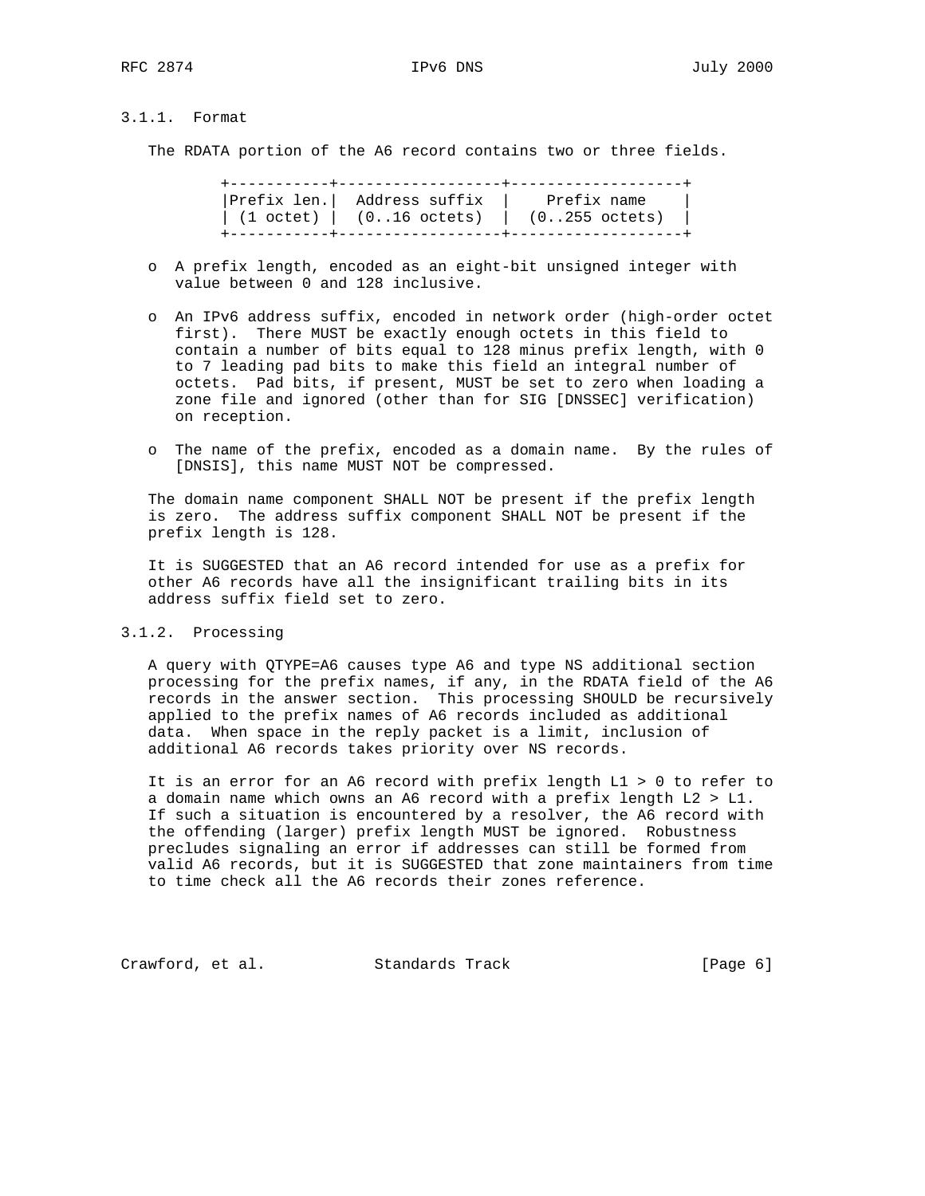### 3.1.1. Format

The RDATA portion of the A6 record contains two or three fields.

```
+-----------+------------------+-------------------+
|Prefix len.|  Address suffix  |    Prefix name    |
| (1 octet) |  (0..16 octets)  |  (0..255 octets)  |
+-----------+------------------+-------------------+
```

- A prefix length, encoded as an eight-bit unsigned integer with value between 0 and 128 inclusive.

- An IPv6 address suffix, encoded in network order (high-order octet first). There MUST be exactly enough octets in this field to contain a number of bits equal to 128 minus prefix length, with 0 to 7 leading pad bits to make this field an integral number of octets. Pad bits, if present, MUST be set to zero when loading a zone file and ignored (other than for SIG [DNSSEC] verification) on reception.

- The name of the prefix, encoded as a domain name. By the rules of [DNSIS], this name MUST NOT be compressed.

The domain name component SHALL NOT be present if the prefix length is zero. The address suffix component SHALL NOT be present if the prefix length is 128.

It is SUGGESTED that an A6 record intended for use as a prefix for other A6 records have all the insignificant trailing bits in its address suffix field set to zero.

### 3.1.2. Processing

A query with QTYPE=A6 causes type A6 and type NS additional section processing for the prefix names, if any, in the RDATA field of the A6 records in the answer section. This processing SHOULD be recursively applied to the prefix names of A6 records included as additional data. When space in the reply packet is a limit, inclusion of additional A6 records takes priority over NS records.

It is an error for an A6 record with prefix length L1 > 0 to refer to a domain name which owns an A6 record with a prefix length L2 > L1. If such a situation is encountered by a resolver, the A6 record with the offending (larger) prefix length MUST be ignored. Robustness precludes signaling an error if addresses can still be formed from valid A6 records, but it is SUGGESTED that zone maintainers from time to time check all the A6 records their zones reference.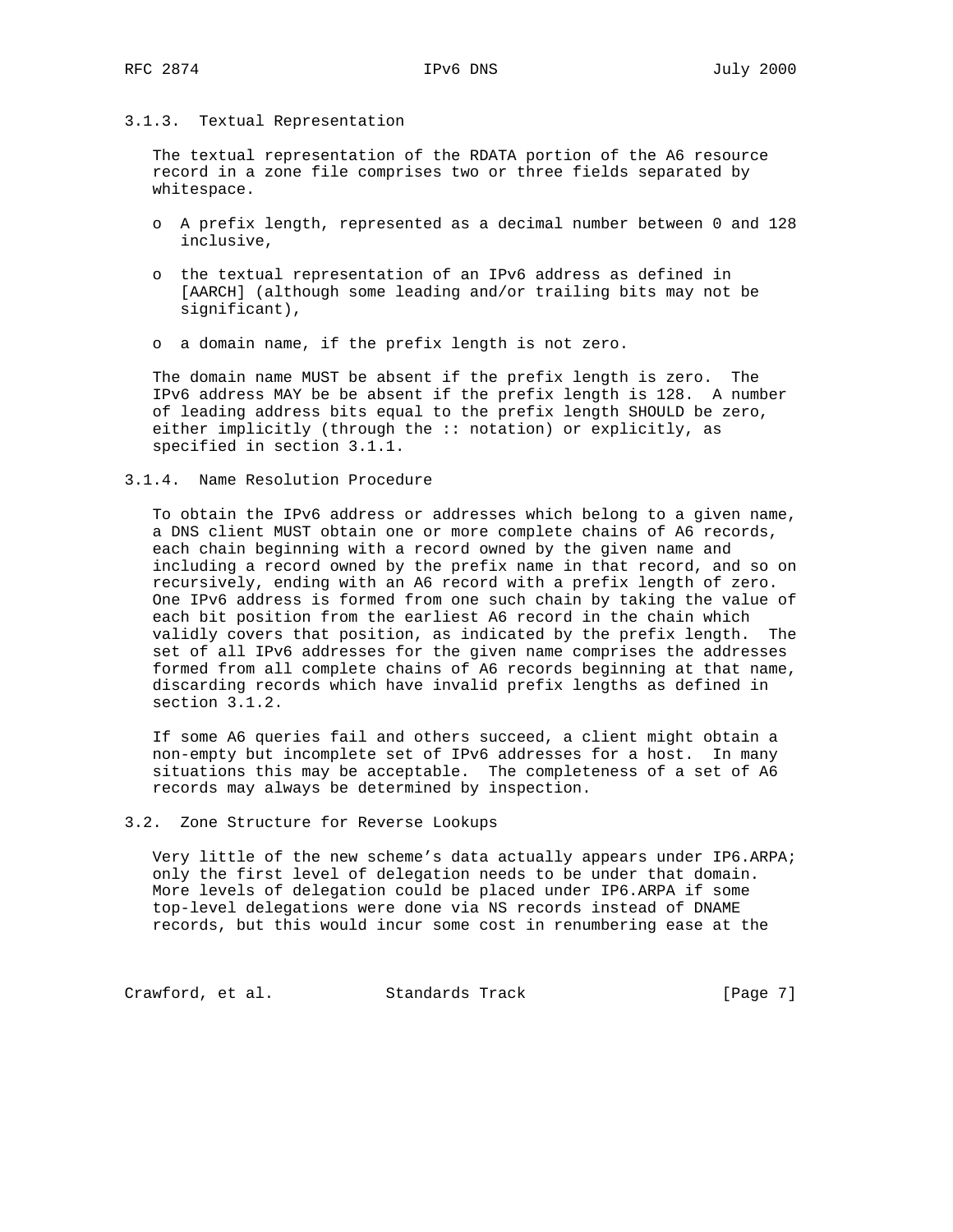### 3.1.3. Textual Representation

The textual representation of the RDATA portion of the A6 resource record in a zone file comprises two or three fields separated by whitespace.

- A prefix length, represented as a decimal number between 0 and 128 inclusive,
- the textual representation of an IPv6 address as defined in [AARCH] (although some leading and/or trailing bits may not be significant),
- a domain name, if the prefix length is not zero.

The domain name MUST be absent if the prefix length is zero. The IPv6 address MAY be be absent if the prefix length is 128. A number of leading address bits equal to the prefix length SHOULD be zero, either implicitly (through the :: notation) or explicitly, as specified in section 3.1.1.

### 3.1.4. Name Resolution Procedure

To obtain the IPv6 address or addresses which belong to a given name, a DNS client MUST obtain one or more complete chains of A6 records, each chain beginning with a record owned by the given name and including a record owned by the prefix name in that record, and so on recursively, ending with an A6 record with a prefix length of zero. One IPv6 address is formed from one such chain by taking the value of each bit position from the earliest A6 record in the chain which validly covers that position, as indicated by the prefix length. The set of all IPv6 addresses for the given name comprises the addresses formed from all complete chains of A6 records beginning at that name, discarding records which have invalid prefix lengths as defined in section 3.1.2.

If some A6 queries fail and others succeed, a client might obtain a non-empty but incomplete set of IPv6 addresses for a host. In many situations this may be acceptable. The completeness of a set of A6 records may always be determined by inspection.

## 3.2. Zone Structure for Reverse Lookups

Very little of the new scheme's data actually appears under IP6.ARPA; only the first level of delegation needs to be under that domain. More levels of delegation could be placed under IP6.ARPA if some top-level delegations were done via NS records instead of DNAME records, but this would incur some cost in renumbering ease at the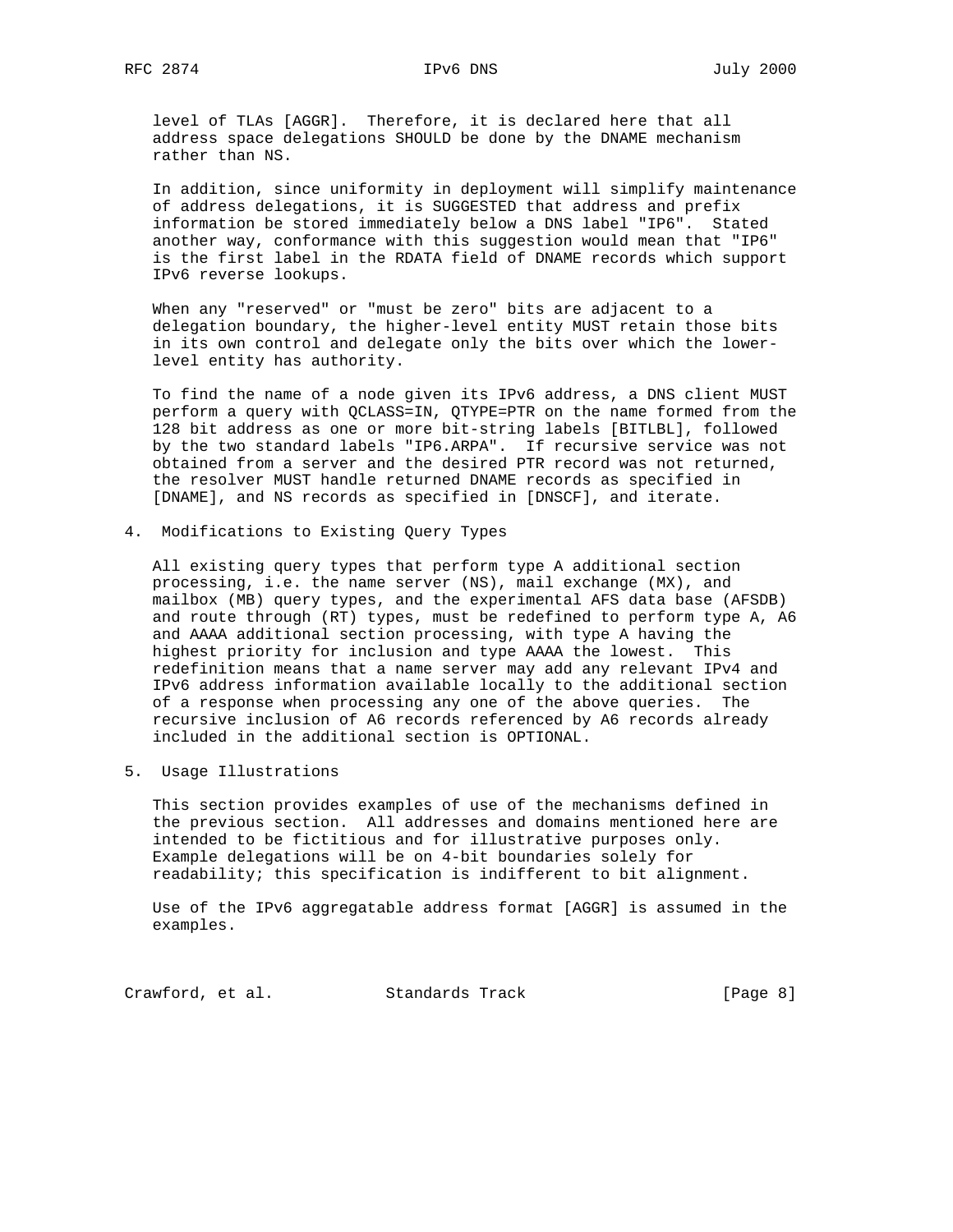level of TLAs [AGGR]. Therefore, it is declared here that all address space delegations SHOULD be done by the DNAME mechanism rather than NS.

In addition, since uniformity in deployment will simplify maintenance of address delegations, it is SUGGESTED that address and prefix information be stored immediately below a DNS label "IP6". Stated another way, conformance with this suggestion would mean that "IP6" is the first label in the RDATA field of DNAME records which support IPv6 reverse lookups.

When any "reserved" or "must be zero" bits are adjacent to a delegation boundary, the higher-level entity MUST retain those bits in its own control and delegate only the bits over which the lower-level entity has authority.

To find the name of a node given its IPv6 address, a DNS client MUST perform a query with QCLASS=IN, QTYPE=PTR on the name formed from the 128 bit address as one or more bit-string labels [BITLBL], followed by the two standard labels "IP6.ARPA". If recursive service was not obtained from a server and the desired PTR record was not returned, the resolver MUST handle returned DNAME records as specified in [DNAME], and NS records as specified in [DNSCF], and iterate.

## 4. Modifications to Existing Query Types

All existing query types that perform type A additional section processing, i.e. the name server (NS), mail exchange (MX), and mailbox (MB) query types, and the experimental AFS data base (AFSDB) and route through (RT) types, must be redefined to perform type A, A6 and AAAA additional section processing, with type A having the highest priority for inclusion and type AAAA the lowest. This redefinition means that a name server may add any relevant IPv4 and IPv6 address information available locally to the additional section of a response when processing any one of the above queries. The recursive inclusion of A6 records referenced by A6 records already included in the additional section is OPTIONAL.

## 5. Usage Illustrations

This section provides examples of use of the mechanisms defined in the previous section. All addresses and domains mentioned here are intended to be fictitious and for illustrative purposes only. Example delegations will be on 4-bit boundaries solely for readability; this specification is indifferent to bit alignment.

Use of the IPv6 aggregatable address format [AGGR] is assumed in the examples.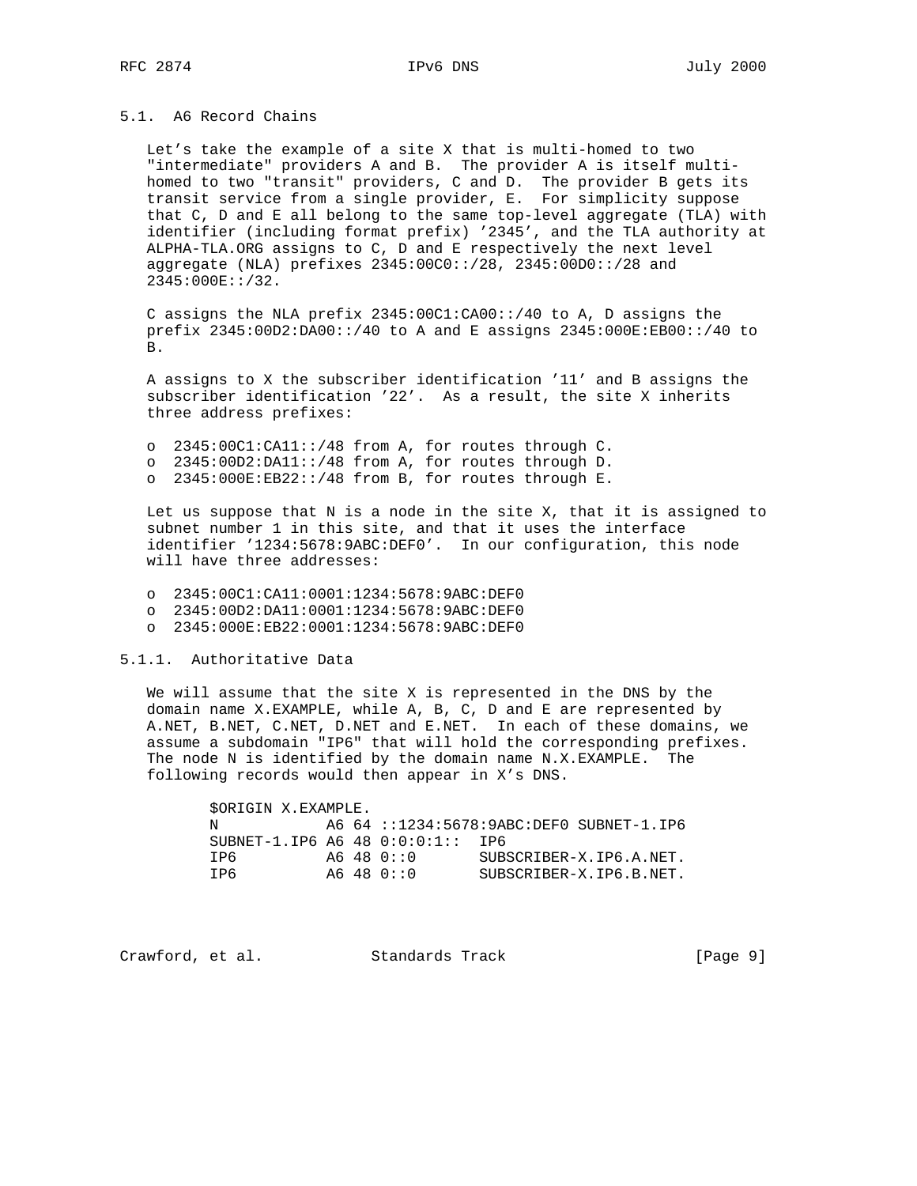### 5.1. A6 Record Chains

Let's take the example of a site X that is multi-homed to two "intermediate" providers A and B. The provider A is itself multi-homed to two "transit" providers, C and D. The provider B gets its transit service from a single provider, E. For simplicity suppose that C, D and E all belong to the same top-level aggregate (TLA) with identifier (including format prefix) '2345', and the TLA authority at ALPHA-TLA.ORG assigns to C, D and E respectively the next level aggregate (NLA) prefixes 2345:00C0::/28, 2345:00D0::/28 and 2345:000E::/32.

C assigns the NLA prefix 2345:00C1:CA00::/40 to A, D assigns the prefix 2345:00D2:DA00::/40 to A and E assigns 2345:000E:EB00::/40 to B.

A assigns to X the subscriber identification '11' and B assigns the subscriber identification '22'. As a result, the site X inherits three address prefixes:

- 2345:00C1:CA11::/48 from A, for routes through C.
- 2345:00D2:DA11::/48 from A, for routes through D.
- 2345:000E:EB22::/48 from B, for routes through E.

Let us suppose that N is a node in the site X, that it is assigned to subnet number 1 in this site, and that it uses the interface identifier '1234:5678:9ABC:DEF0'. In our configuration, this node will have three addresses:

- 2345:00C1:CA11:0001:1234:5678:9ABC:DEF0
- 2345:00D2:DA11:0001:1234:5678:9ABC:DEF0
- 2345:000E:EB22:0001:1234:5678:9ABC:DEF0

#### 5.1.1. Authoritative Data

We will assume that the site X is represented in the DNS by the domain name X.EXAMPLE, while A, B, C, D and E are represented by A.NET, B.NET, C.NET, D.NET and E.NET. In each of these domains, we assume a subdomain "IP6" that will hold the corresponding prefixes. The node N is identified by the domain name N.X.EXAMPLE. The following records would then appear in X's DNS.

```
$ORIGIN X.EXAMPLE.
N            A6 64 ::1234:5678:9ABC:DEF0 SUBNET-1.IP6
SUBNET-1.IP6 A6 48 0:0:0:1::  IP6
IP6          A6 48 0::0       SUBSCRIBER-X.IP6.A.NET.
IP6          A6 48 0::0       SUBSCRIBER-X.IP6.B.NET.
```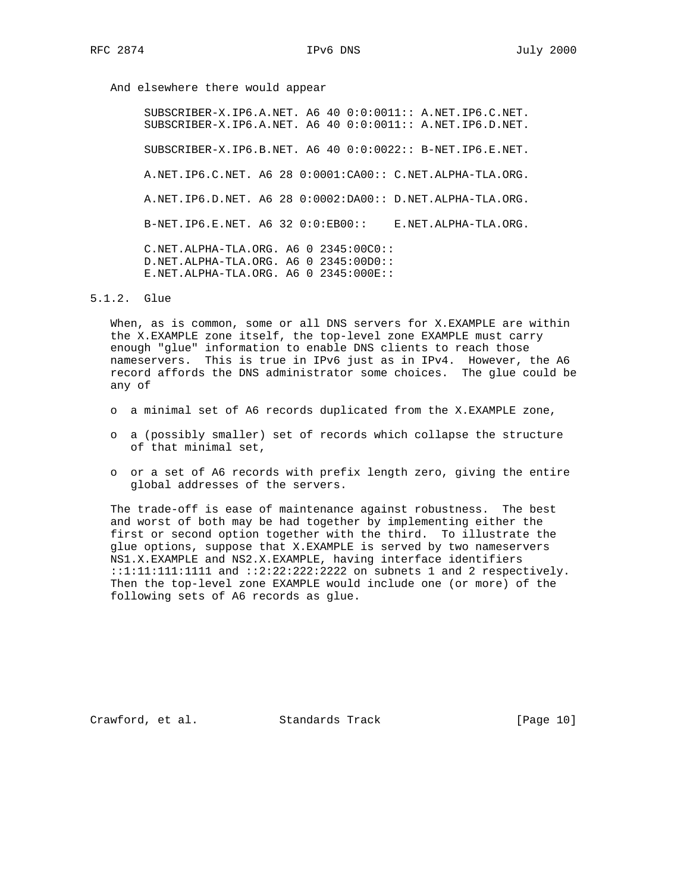And elsewhere there would appear

```
SUBSCRIBER-X.IP6.A.NET. A6 40 0:0:0011:: A.NET.IP6.C.NET.
SUBSCRIBER-X.IP6.A.NET. A6 40 0:0:0011:: A.NET.IP6.D.NET.

SUBSCRIBER-X.IP6.B.NET. A6 40 0:0:0022:: B-NET.IP6.E.NET.

A.NET.IP6.C.NET. A6 28 0:0001:CA00:: C.NET.ALPHA-TLA.ORG.

A.NET.IP6.D.NET. A6 28 0:0002:DA00:: D.NET.ALPHA-TLA.ORG.

B-NET.IP6.E.NET. A6 32 0:0:EB00::    E.NET.ALPHA-TLA.ORG.

C.NET.ALPHA-TLA.ORG. A6 0 2345:00C0::
D.NET.ALPHA-TLA.ORG. A6 0 2345:00D0::
E.NET.ALPHA-TLA.ORG. A6 0 2345:000E::
```

### 5.1.2. Glue

When, as is common, some or all DNS servers for X.EXAMPLE are within the X.EXAMPLE zone itself, the top-level zone EXAMPLE must carry enough "glue" information to enable DNS clients to reach those nameservers. This is true in IPv6 just as in IPv4. However, the A6 record affords the DNS administrator some choices. The glue could be any of

- a minimal set of A6 records duplicated from the X.EXAMPLE zone,
- a (possibly smaller) set of records which collapse the structure of that minimal set,
- or a set of A6 records with prefix length zero, giving the entire global addresses of the servers.

The trade-off is ease of maintenance against robustness. The best and worst of both may be had together by implementing either the first or second option together with the third. To illustrate the glue options, suppose that X.EXAMPLE is served by two nameservers NS1.X.EXAMPLE and NS2.X.EXAMPLE, having interface identifiers ::1:11:111:1111 and ::2:22:222:2222 on subnets 1 and 2 respectively. Then the top-level zone EXAMPLE would include one (or more) of the following sets of A6 records as glue.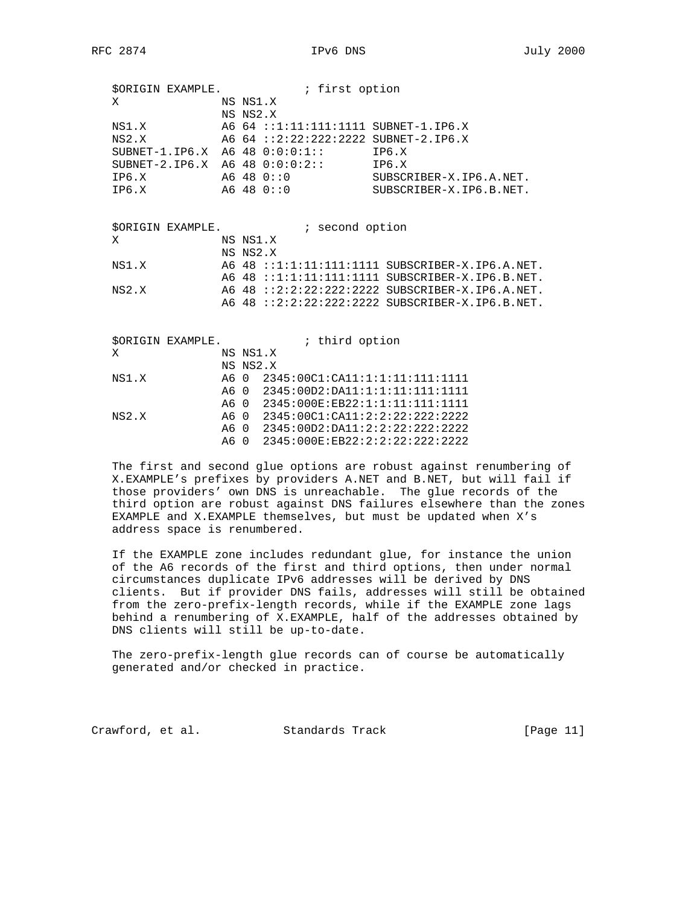```
$ORIGIN EXAMPLE.            ; first option
X               NS NS1.X
                NS NS2.X
NS1.X           A6 64 ::1:11:111:1111 SUBNET-1.IP6.X
NS2.X           A6 64 ::2:22:222:2222 SUBNET-2.IP6.X
SUBNET-1.IP6.X  A6 48 0:0:0:1::       IP6.X
SUBNET-2.IP6.X  A6 48 0:0:0:2::       IP6.X
IP6.X           A6 48 0::0            SUBSCRIBER-X.IP6.A.NET.
IP6.X           A6 48 0::0            SUBSCRIBER-X.IP6.B.NET.


$ORIGIN EXAMPLE.            ; second option
X               NS NS1.X
                NS NS2.X
NS1.X           A6 48 ::1:1:11:111:1111 SUBSCRIBER-X.IP6.A.NET.
                A6 48 ::1:1:11:111:1111 SUBSCRIBER-X.IP6.B.NET.
NS2.X           A6 48 ::2:2:22:222:2222 SUBSCRIBER-X.IP6.A.NET.
                A6 48 ::2:2:22:222:2222 SUBSCRIBER-X.IP6.B.NET.


$ORIGIN EXAMPLE.            ; third option
X               NS NS1.X
                NS NS2.X
NS1.X           A6 0  2345:00C1:CA11:1:1:11:111:1111
                A6 0  2345:00D2:DA11:1:1:11:111:1111
                A6 0  2345:000E:EB22:1:1:11:111:1111
NS2.X           A6 0  2345:00C1:CA11:2:2:22:222:2222
                A6 0  2345:00D2:DA11:2:2:22:222:2222
                A6 0  2345:000E:EB22:2:2:22:222:2222
```

The first and second glue options are robust against renumbering of X.EXAMPLE's prefixes by providers A.NET and B.NET, but will fail if those providers' own DNS is unreachable. The glue records of the third option are robust against DNS failures elsewhere than the zones EXAMPLE and X.EXAMPLE themselves, but must be updated when X's address space is renumbered.

If the EXAMPLE zone includes redundant glue, for instance the union of the A6 records of the first and third options, then under normal circumstances duplicate IPv6 addresses will be derived by DNS clients. But if provider DNS fails, addresses will still be obtained from the zero-prefix-length records, while if the EXAMPLE zone lags behind a renumbering of X.EXAMPLE, half of the addresses obtained by DNS clients will still be up-to-date.

The zero-prefix-length glue records can of course be automatically generated and/or checked in practice.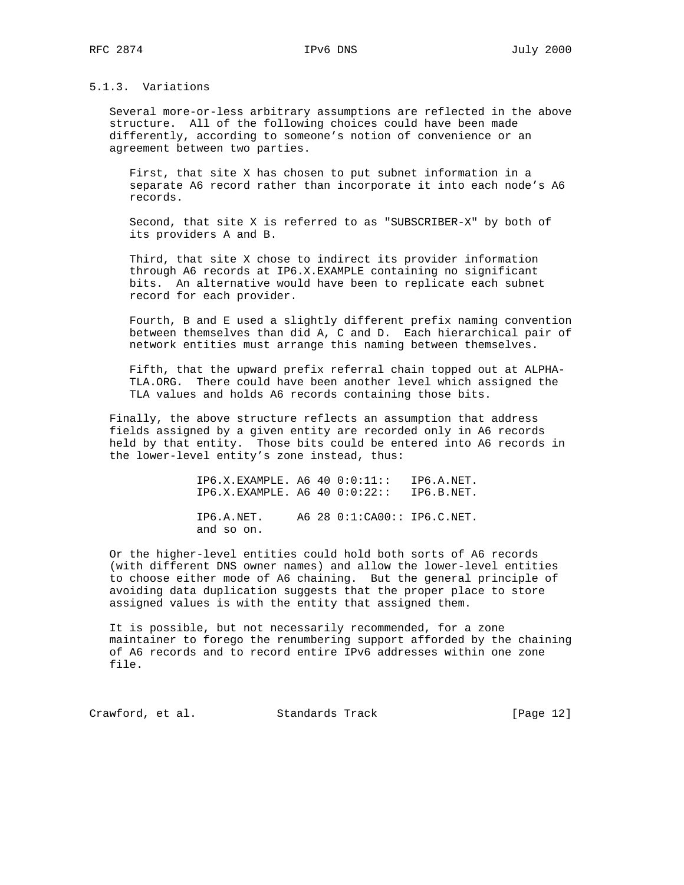### 5.1.3. Variations

Several more-or-less arbitrary assumptions are reflected in the above structure. All of the following choices could have been made differently, according to someone's notion of convenience or an agreement between two parties.

First, that site X has chosen to put subnet information in a separate A6 record rather than incorporate it into each node's A6 records.

Second, that site X is referred to as "SUBSCRIBER-X" by both of its providers A and B.

Third, that site X chose to indirect its provider information through A6 records at IP6.X.EXAMPLE containing no significant bits. An alternative would have been to replicate each subnet record for each provider.

Fourth, B and E used a slightly different prefix naming convention between themselves than did A, C and D. Each hierarchical pair of network entities must arrange this naming between themselves.

Fifth, that the upward prefix referral chain topped out at ALPHA-TLA.ORG. There could have been another level which assigned the TLA values and holds A6 records containing those bits.

Finally, the above structure reflects an assumption that address fields assigned by a given entity are recorded only in A6 records held by that entity. Those bits could be entered into A6 records in the lower-level entity's zone instead, thus:

```
IP6.X.EXAMPLE. A6 40 0:0:11::   IP6.A.NET.
IP6.X.EXAMPLE. A6 40 0:0:22::   IP6.B.NET.

IP6.A.NET.     A6 28 0:1:CA00:: IP6.C.NET.
and so on.
```

Or the higher-level entities could hold both sorts of A6 records (with different DNS owner names) and allow the lower-level entities to choose either mode of A6 chaining. But the general principle of avoiding data duplication suggests that the proper place to store assigned values is with the entity that assigned them.

It is possible, but not necessarily recommended, for a zone maintainer to forego the renumbering support afforded by the chaining of A6 records and to record entire IPv6 addresses within one zone file.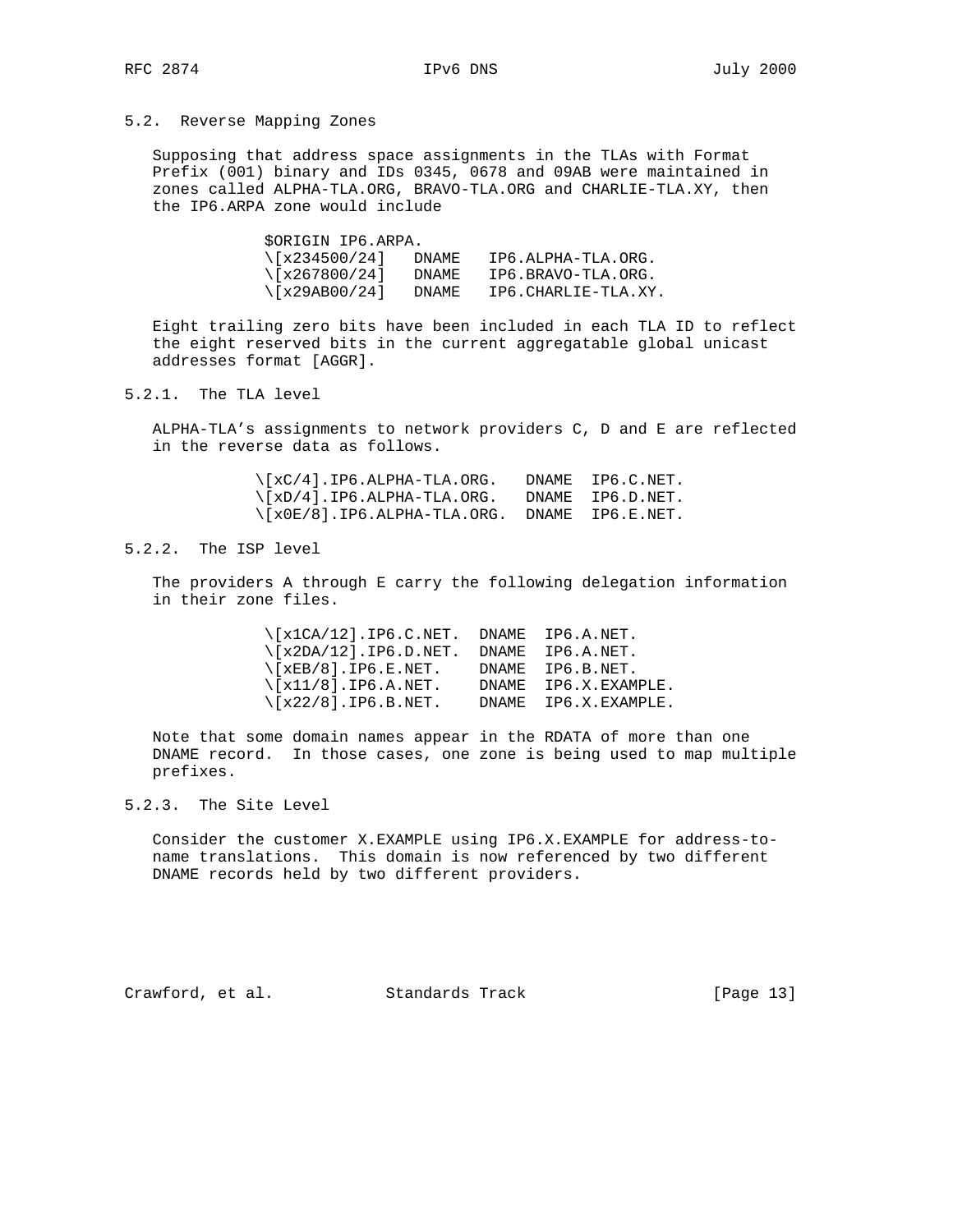## 5.2. Reverse Mapping Zones

Supposing that address space assignments in the TLAs with Format Prefix (001) binary and IDs 0345, 0678 and 09AB were maintained in zones called ALPHA-TLA.ORG, BRAVO-TLA.ORG and CHARLIE-TLA.XY, then the IP6.ARPA zone would include

```
$ORIGIN IP6.ARPA.
\[x234500/24]   DNAME   IP6.ALPHA-TLA.ORG.
\[x267800/24]   DNAME   IP6.BRAVO-TLA.ORG.
\[x29AB00/24]   DNAME   IP6.CHARLIE-TLA.XY.
```

Eight trailing zero bits have been included in each TLA ID to reflect the eight reserved bits in the current aggregatable global unicast addresses format [AGGR].

### 5.2.1. The TLA level

ALPHA-TLA's assignments to network providers C, D and E are reflected in the reverse data as follows.

```
\[xC/4].IP6.ALPHA-TLA.ORG.   DNAME  IP6.C.NET.
\[xD/4].IP6.ALPHA-TLA.ORG.   DNAME  IP6.D.NET.
\[x0E/8].IP6.ALPHA-TLA.ORG.  DNAME  IP6.E.NET.
```

### 5.2.2. The ISP level

The providers A through E carry the following delegation information in their zone files.

```
\[x1CA/12].IP6.C.NET.  DNAME  IP6.A.NET.
\[x2DA/12].IP6.D.NET.  DNAME  IP6.A.NET.
\[xEB/8].IP6.E.NET.    DNAME  IP6.B.NET.
\[x11/8].IP6.A.NET.    DNAME  IP6.X.EXAMPLE.
\[x22/8].IP6.B.NET.    DNAME  IP6.X.EXAMPLE.
```

Note that some domain names appear in the RDATA of more than one DNAME record. In those cases, one zone is being used to map multiple prefixes.

### 5.2.3. The Site Level

Consider the customer X.EXAMPLE using IP6.X.EXAMPLE for address-to-name translations. This domain is now referenced by two different DNAME records held by two different providers.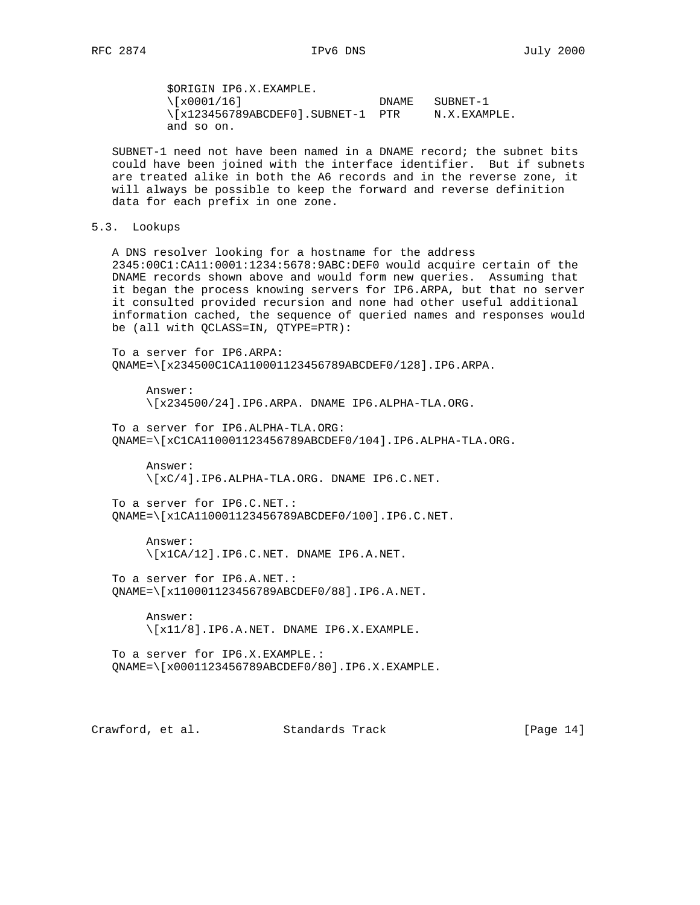```
$ORIGIN IP6.X.EXAMPLE.
\[x0001/16]                    DNAME   SUBNET-1
\[x123456789ABCDEF0].SUBNET-1  PTR     N.X.EXAMPLE.
and so on.
```

SUBNET-1 need not have been named in a DNAME record; the subnet bits could have been joined with the interface identifier. But if subnets are treated alike in both the A6 records and in the reverse zone, it will always be possible to keep the forward and reverse definition data for each prefix in one zone.

## 5.3. Lookups

A DNS resolver looking for a hostname for the address 2345:00C1:CA11:0001:1234:5678:9ABC:DEF0 would acquire certain of the DNAME records shown above and would form new queries. Assuming that it began the process knowing servers for IP6.ARPA, but that no server it consulted provided recursion and none had other useful additional information cached, the sequence of queried names and responses would be (all with QCLASS=IN, QTYPE=PTR):

```
To a server for IP6.ARPA:
QNAME=\[x234500C1CA110001123456789ABCDEF0/128].IP6.ARPA.

      Answer:
      \[x234500/24].IP6.ARPA. DNAME IP6.ALPHA-TLA.ORG.

To a server for IP6.ALPHA-TLA.ORG:
QNAME=\[xC1CA110001123456789ABCDEF0/104].IP6.ALPHA-TLA.ORG.

      Answer:
      \[xC/4].IP6.ALPHA-TLA.ORG. DNAME IP6.C.NET.

To a server for IP6.C.NET.:
QNAME=\[x1CA110001123456789ABCDEF0/100].IP6.C.NET.

      Answer:
      \[x1CA/12].IP6.C.NET. DNAME IP6.A.NET.

To a server for IP6.A.NET.:
QNAME=\[x110001123456789ABCDEF0/88].IP6.A.NET.

      Answer:
      \[x11/8].IP6.A.NET. DNAME IP6.X.EXAMPLE.

To a server for IP6.X.EXAMPLE.:
QNAME=\[x0001123456789ABCDEF0/80].IP6.X.EXAMPLE.
```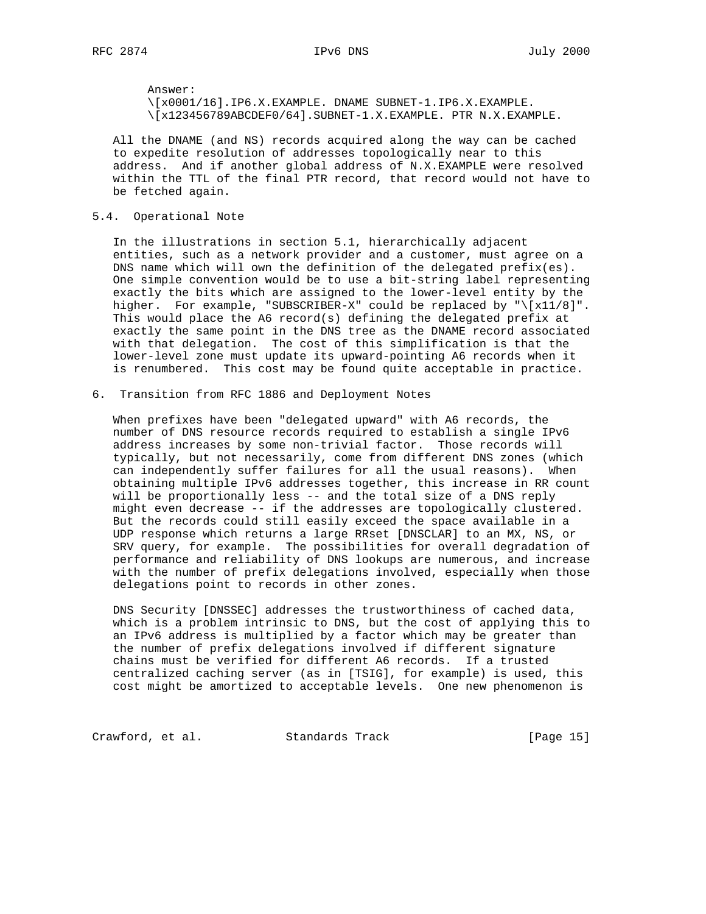Answer:

```
\[x0001/16].IP6.X.EXAMPLE. DNAME SUBNET-1.IP6.X.EXAMPLE.
\[x123456789ABCDEF0/64].SUBNET-1.X.EXAMPLE. PTR N.X.EXAMPLE.
```

All the DNAME (and NS) records acquired along the way can be cached to expedite resolution of addresses topologically near to this address. And if another global address of N.X.EXAMPLE were resolved within the TTL of the final PTR record, that record would not have to be fetched again.

## 5.4. Operational Note

In the illustrations in section 5.1, hierarchically adjacent entities, such as a network provider and a customer, must agree on a DNS name which will own the definition of the delegated prefix(es). One simple convention would be to use a bit-string label representing exactly the bits which are assigned to the lower-level entity by the higher. For example, "SUBSCRIBER-X" could be replaced by "\[x11/8]". This would place the A6 record(s) defining the delegated prefix at exactly the same point in the DNS tree as the DNAME record associated with that delegation. The cost of this simplification is that the lower-level zone must update its upward-pointing A6 records when it is renumbered. This cost may be found quite acceptable in practice.

# 6. Transition from RFC 1886 and Deployment Notes

When prefixes have been "delegated upward" with A6 records, the number of DNS resource records required to establish a single IPv6 address increases by some non-trivial factor. Those records will typically, but not necessarily, come from different DNS zones (which can independently suffer failures for all the usual reasons). When obtaining multiple IPv6 addresses together, this increase in RR count will be proportionally less -- and the total size of a DNS reply might even decrease -- if the addresses are topologically clustered. But the records could still easily exceed the space available in a UDP response which returns a large RRset [DNSCLAR] to an MX, NS, or SRV query, for example. The possibilities for overall degradation of performance and reliability of DNS lookups are numerous, and increase with the number of prefix delegations involved, especially when those delegations point to records in other zones.

DNS Security [DNSSEC] addresses the trustworthiness of cached data, which is a problem intrinsic to DNS, but the cost of applying this to an IPv6 address is multiplied by a factor which may be greater than the number of prefix delegations involved if different signature chains must be verified for different A6 records. If a trusted centralized caching server (as in [TSIG], for example) is used, this cost might be amortized to acceptable levels. One new phenomenon is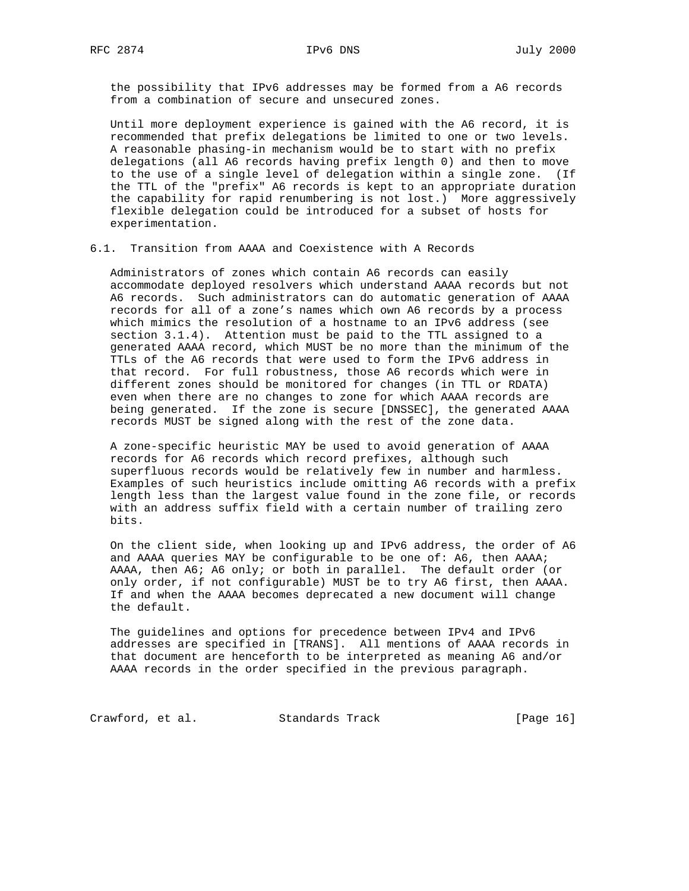the possibility that IPv6 addresses may be formed from a A6 records from a combination of secure and unsecured zones.

Until more deployment experience is gained with the A6 record, it is recommended that prefix delegations be limited to one or two levels. A reasonable phasing-in mechanism would be to start with no prefix delegations (all A6 records having prefix length 0) and then to move to the use of a single level of delegation within a single zone. (If the TTL of the "prefix" A6 records is kept to an appropriate duration the capability for rapid renumbering is not lost.) More aggressively flexible delegation could be introduced for a subset of hosts for experimentation.

## 6.1. Transition from AAAA and Coexistence with A Records

Administrators of zones which contain A6 records can easily accommodate deployed resolvers which understand AAAA records but not A6 records. Such administrators can do automatic generation of AAAA records for all of a zone's names which own A6 records by a process which mimics the resolution of a hostname to an IPv6 address (see section 3.1.4). Attention must be paid to the TTL assigned to a generated AAAA record, which MUST be no more than the minimum of the TTLs of the A6 records that were used to form the IPv6 address in that record. For full robustness, those A6 records which were in different zones should be monitored for changes (in TTL or RDATA) even when there are no changes to zone for which AAAA records are being generated. If the zone is secure [DNSSEC], the generated AAAA records MUST be signed along with the rest of the zone data.

A zone-specific heuristic MAY be used to avoid generation of AAAA records for A6 records which record prefixes, although such superfluous records would be relatively few in number and harmless. Examples of such heuristics include omitting A6 records with a prefix length less than the largest value found in the zone file, or records with an address suffix field with a certain number of trailing zero bits.

On the client side, when looking up and IPv6 address, the order of A6 and AAAA queries MAY be configurable to be one of: A6, then AAAA; AAAA, then A6; A6 only; or both in parallel. The default order (or only order, if not configurable) MUST be to try A6 first, then AAAA. If and when the AAAA becomes deprecated a new document will change the default.

The guidelines and options for precedence between IPv4 and IPv6 addresses are specified in [TRANS]. All mentions of AAAA records in that document are henceforth to be interpreted as meaning A6 and/or AAAA records in the order specified in the previous paragraph.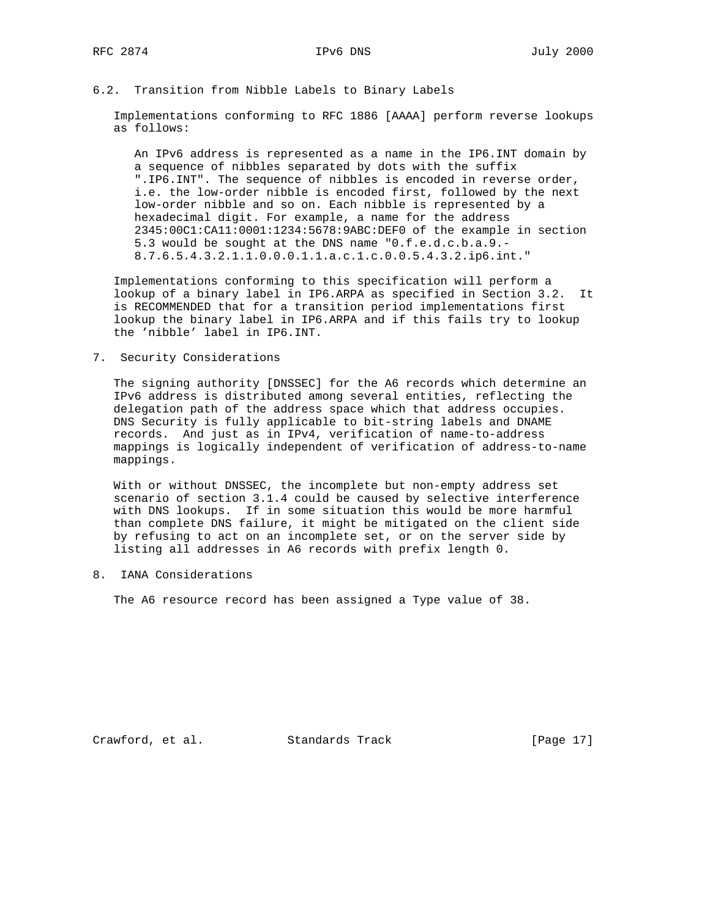## 6.2. Transition from Nibble Labels to Binary Labels

Implementations conforming to RFC 1886 [AAAA] perform reverse lookups as follows:

> An IPv6 address is represented as a name in the IP6.INT domain by a sequence of nibbles separated by dots with the suffix ".IP6.INT". The sequence of nibbles is encoded in reverse order, i.e. the low-order nibble is encoded first, followed by the next low-order nibble and so on. Each nibble is represented by a hexadecimal digit. For example, a name for the address 2345:00C1:CA11:0001:1234:5678:9ABC:DEF0 of the example in section 5.3 would be sought at the DNS name "0.f.e.d.c.b.a.9.-8.7.6.5.4.3.2.1.1.0.0.0.1.1.a.c.1.c.0.0.5.4.3.2.ip6.int."

Implementations conforming to this specification will perform a lookup of a binary label in IP6.ARPA as specified in Section 3.2. It is RECOMMENDED that for a transition period implementations first lookup the binary label in IP6.ARPA and if this fails try to lookup the 'nibble' label in IP6.INT.

# 7. Security Considerations

The signing authority [DNSSEC] for the A6 records which determine an IPv6 address is distributed among several entities, reflecting the delegation path of the address space which that address occupies. DNS Security is fully applicable to bit-string labels and DNAME records. And just as in IPv4, verification of name-to-address mappings is logically independent of verification of address-to-name mappings.

With or without DNSSEC, the incomplete but non-empty address set scenario of section 3.1.4 could be caused by selective interference with DNS lookups. If in some situation this would be more harmful than complete DNS failure, it might be mitigated on the client side by refusing to act on an incomplete set, or on the server side by listing all addresses in A6 records with prefix length 0.

# 8. IANA Considerations

The A6 resource record has been assigned a Type value of 38.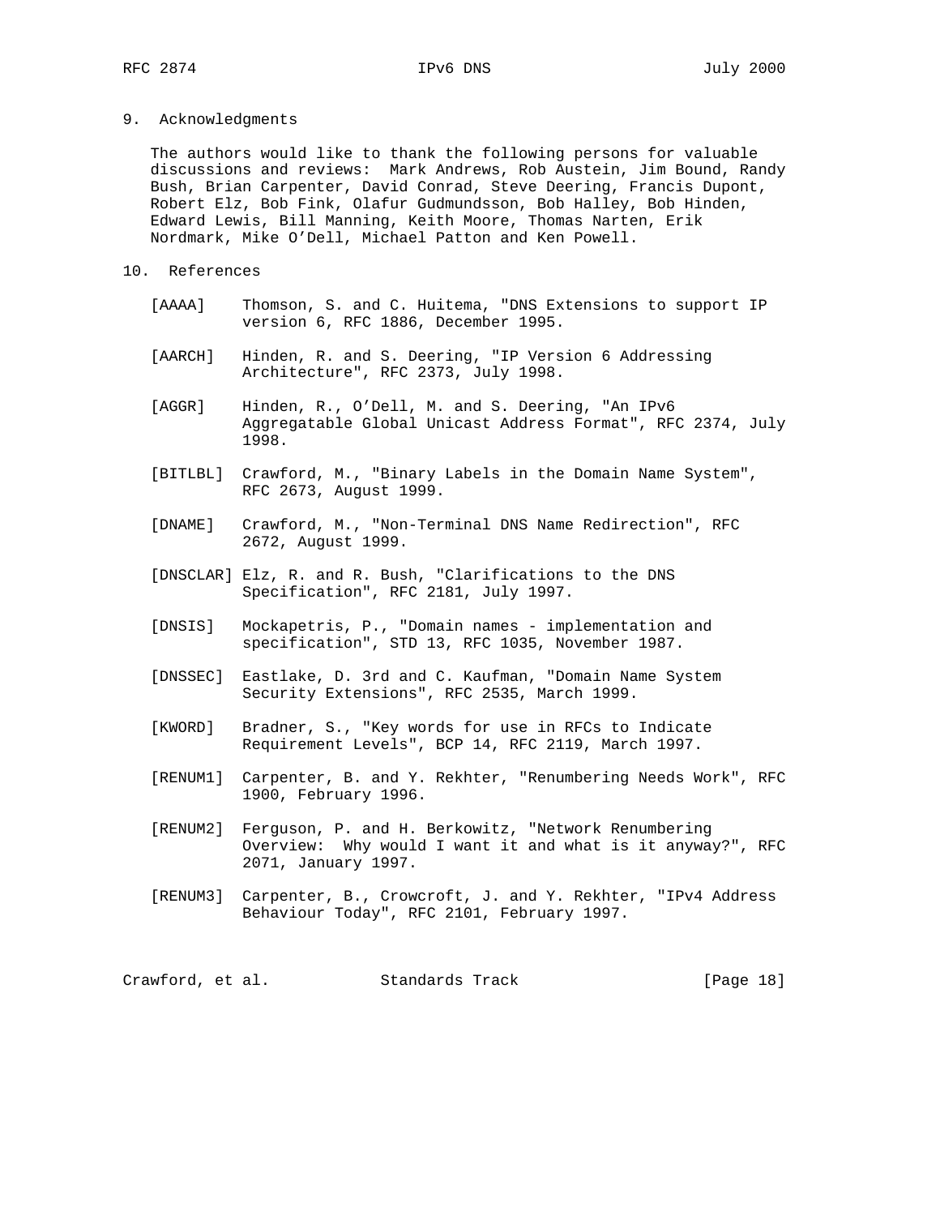## 9. Acknowledgments

The authors would like to thank the following persons for valuable discussions and reviews: Mark Andrews, Rob Austein, Jim Bound, Randy Bush, Brian Carpenter, David Conrad, Steve Deering, Francis Dupont, Robert Elz, Bob Fink, Olafur Gudmundsson, Bob Halley, Bob Hinden, Edward Lewis, Bill Manning, Keith Moore, Thomas Narten, Erik Nordmark, Mike O'Dell, Michael Patton and Ken Powell.

## 10. References

[AAAA] Thomson, S. and C. Huitema, "DNS Extensions to support IP version 6, RFC 1886, December 1995.

[AARCH] Hinden, R. and S. Deering, "IP Version 6 Addressing Architecture", RFC 2373, July 1998.

[AGGR] Hinden, R., O'Dell, M. and S. Deering, "An IPv6 Aggregatable Global Unicast Address Format", RFC 2374, July 1998.

[BITLBL] Crawford, M., "Binary Labels in the Domain Name System", RFC 2673, August 1999.

[DNAME] Crawford, M., "Non-Terminal DNS Name Redirection", RFC 2672, August 1999.

[DNSCLAR] Elz, R. and R. Bush, "Clarifications to the DNS Specification", RFC 2181, July 1997.

[DNSIS] Mockapetris, P., "Domain names - implementation and specification", STD 13, RFC 1035, November 1987.

[DNSSEC] Eastlake, D. 3rd and C. Kaufman, "Domain Name System Security Extensions", RFC 2535, March 1999.

[KWORD] Bradner, S., "Key words for use in RFCs to Indicate Requirement Levels", BCP 14, RFC 2119, March 1997.

[RENUM1] Carpenter, B. and Y. Rekhter, "Renumbering Needs Work", RFC 1900, February 1996.

[RENUM2] Ferguson, P. and H. Berkowitz, "Network Renumbering Overview: Why would I want it and what is it anyway?", RFC 2071, January 1997.

[RENUM3] Carpenter, B., Crowcroft, J. and Y. Rekhter, "IPv4 Address Behaviour Today", RFC 2101, February 1997.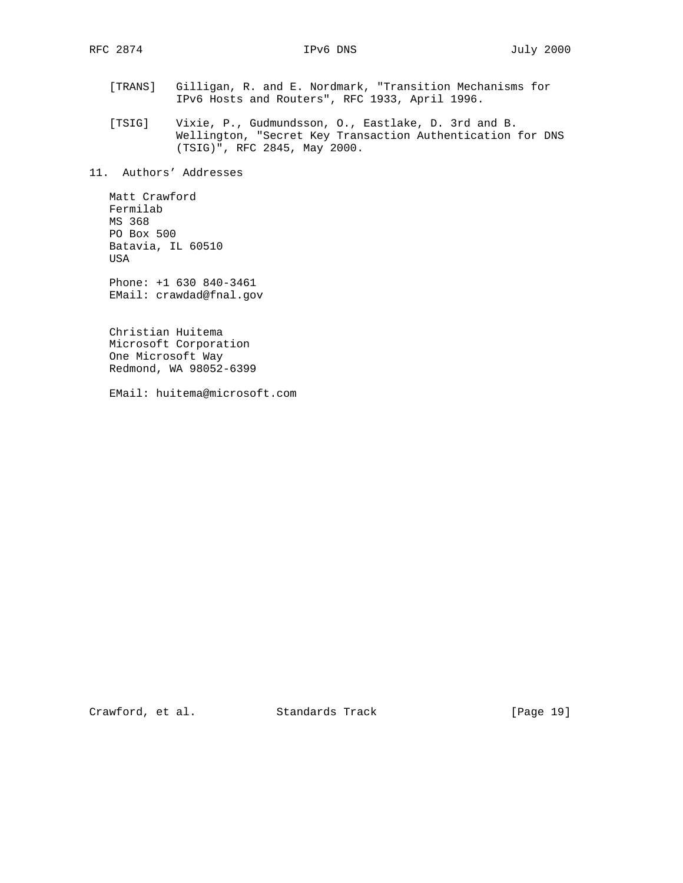[TRANS] Gilligan, R. and E. Nordmark, "Transition Mechanisms for IPv6 Hosts and Routers", RFC 1933, April 1996.

[TSIG] Vixie, P., Gudmundsson, O., Eastlake, D. 3rd and B. Wellington, "Secret Key Transaction Authentication for DNS (TSIG)", RFC 2845, May 2000.

## 11. Authors' Addresses

Matt Crawford
Fermilab
MS 368
PO Box 500
Batavia, IL 60510
USA

Phone: +1 630 840-3461
EMail: crawdad@fnal.gov

Christian Huitema
Microsoft Corporation
One Microsoft Way
Redmond, WA 98052-6399

EMail: huitema@microsoft.com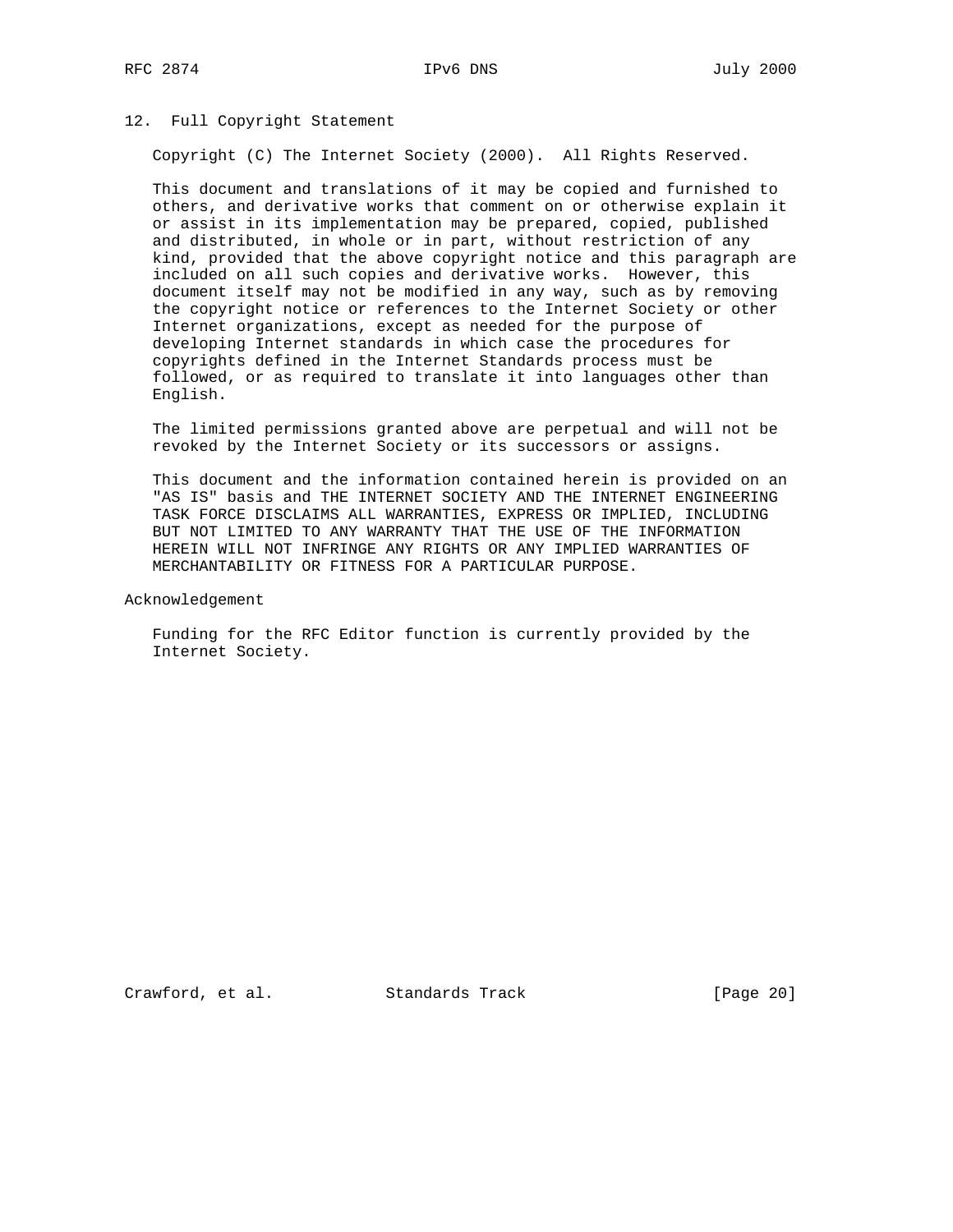## 12. Full Copyright Statement

Copyright (C) The Internet Society (2000). All Rights Reserved.

This document and translations of it may be copied and furnished to others, and derivative works that comment on or otherwise explain it or assist in its implementation may be prepared, copied, published and distributed, in whole or in part, without restriction of any kind, provided that the above copyright notice and this paragraph are included on all such copies and derivative works. However, this document itself may not be modified in any way, such as by removing the copyright notice or references to the Internet Society or other Internet organizations, except as needed for the purpose of developing Internet standards in which case the procedures for copyrights defined in the Internet Standards process must be followed, or as required to translate it into languages other than English.

The limited permissions granted above are perpetual and will not be revoked by the Internet Society or its successors or assigns.

This document and the information contained herein is provided on an "AS IS" basis and THE INTERNET SOCIETY AND THE INTERNET ENGINEERING TASK FORCE DISCLAIMS ALL WARRANTIES, EXPRESS OR IMPLIED, INCLUDING BUT NOT LIMITED TO ANY WARRANTY THAT THE USE OF THE INFORMATION HEREIN WILL NOT INFRINGE ANY RIGHTS OR ANY IMPLIED WARRANTIES OF MERCHANTABILITY OR FITNESS FOR A PARTICULAR PURPOSE.

## Acknowledgement

Funding for the RFC Editor function is currently provided by the Internet Society.